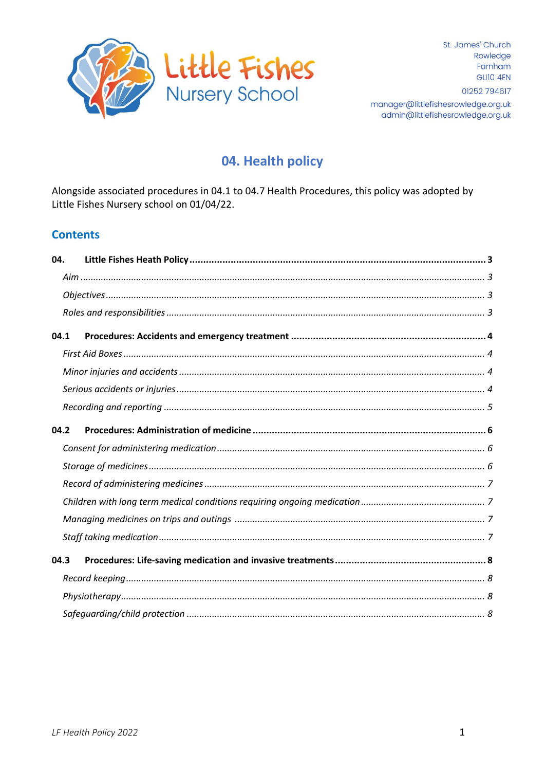Little Fishes Nursery School

St. James' Church
Rowledge
Farnham
GU10 4EN

01252 794617

manager@littlefishesrowledge.org.uk
admin@littlefishesrowledge.org.uk

# 04. Health policy

Alongside associated procedures in 04.1 to 04.7 Health Procedures, this policy was adopted by Little Fishes Nursery school on 01/04/22.

## Contents

**04. Little Fishes Heath Policy** .......... **3**
- *Aim* .......... *3*
- *Objectives* .......... *3*
- *Roles and responsibilities* .......... *3*

**04.1 Procedures: Accidents and emergency treatment** .......... **4**
- *First Aid Boxes* .......... *4*
- *Minor injuries and accidents* .......... *4*
- *Serious accidents or injuries* .......... *4*
- *Recording and reporting* .......... *5*

**04.2 Procedures: Administration of medicine** .......... **6**
- *Consent for administering medication* .......... *6*
- *Storage of medicines* .......... *6*
- *Record of administering medicines* .......... *7*
- *Children with long term medical conditions requiring ongoing medication* .......... *7*
- *Managing medicines on trips and outings* .......... *7*
- *Staff taking medication* .......... *7*

**04.3 Procedures: Life-saving medication and invasive treatments** .......... **8**
- *Record keeping* .......... *8*
- *Physiotherapy* .......... *8*
- *Safeguarding/child protection* .......... *8*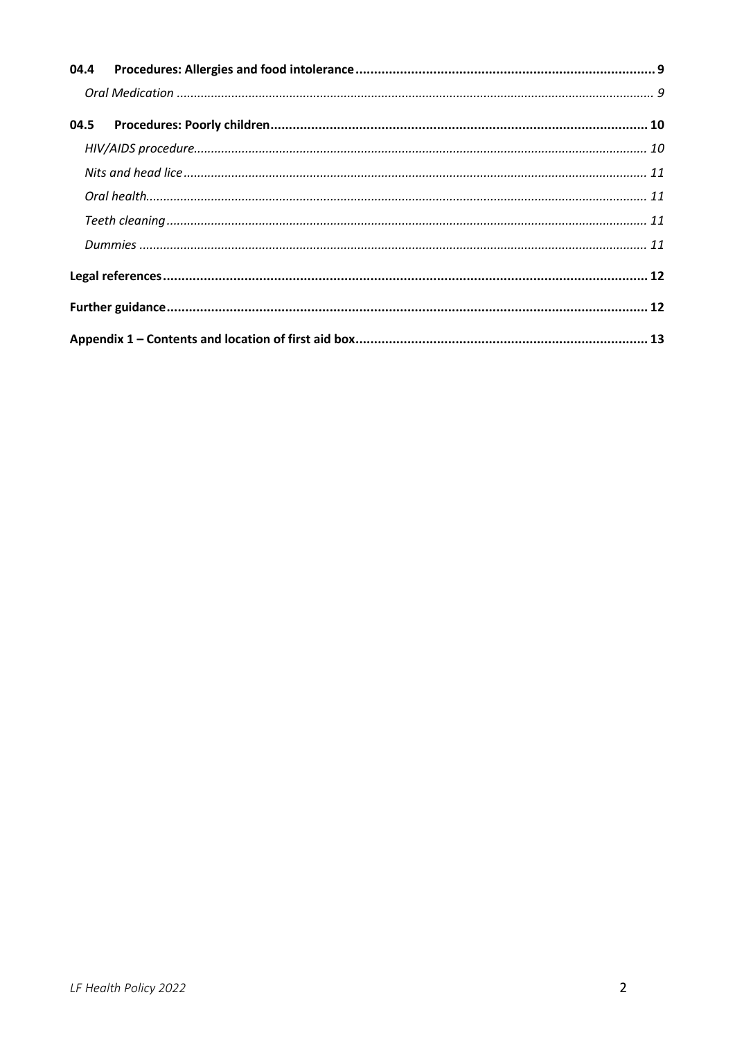**04.4 Procedures: Allergies and food intolerance** .......... 9

*Oral Medication* .......... 9

**04.5 Procedures: Poorly children** .......... 10

*HIV/AIDS procedure* .......... 10

*Nits and head lice* .......... 11

*Oral health* .......... 11

*Teeth cleaning* .......... 11

*Dummies* .......... 11

**Legal references** .......... 12

**Further guidance** .......... 12

**Appendix 1 – Contents and location of first aid box** .......... 13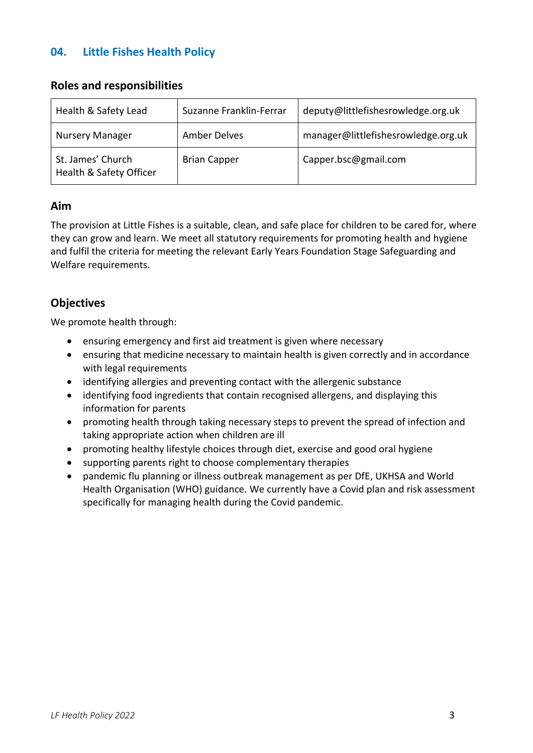## 04. Little Fishes Health Policy

### Roles and responsibilities

| | | |
|---|---|---|
| Health & Safety Lead | Suzanne Franklin-Ferrar | deputy@littlefishesrowledge.org.uk |
| Nursery Manager | Amber Delves | manager@littlefishesrowledge.org.uk |
| St. James' Church Health & Safety Officer | Brian Capper | Capper.bsc@gmail.com |

### Aim

The provision at Little Fishes is a suitable, clean, and safe place for children to be cared for, where they can grow and learn. We meet all statutory requirements for promoting health and hygiene and fulfil the criteria for meeting the relevant Early Years Foundation Stage Safeguarding and Welfare requirements.

### Objectives

We promote health through:

- ensuring emergency and first aid treatment is given where necessary
- ensuring that medicine necessary to maintain health is given correctly and in accordance with legal requirements
- identifying allergies and preventing contact with the allergenic substance
- identifying food ingredients that contain recognised allergens, and displaying this information for parents
- promoting health through taking necessary steps to prevent the spread of infection and taking appropriate action when children are ill
- promoting healthy lifestyle choices through diet, exercise and good oral hygiene
- supporting parents right to choose complementary therapies
- pandemic flu planning or illness outbreak management as per DfE, UKHSA and World Health Organisation (WHO) guidance. We currently have a Covid plan and risk assessment specifically for managing health during the Covid pandemic.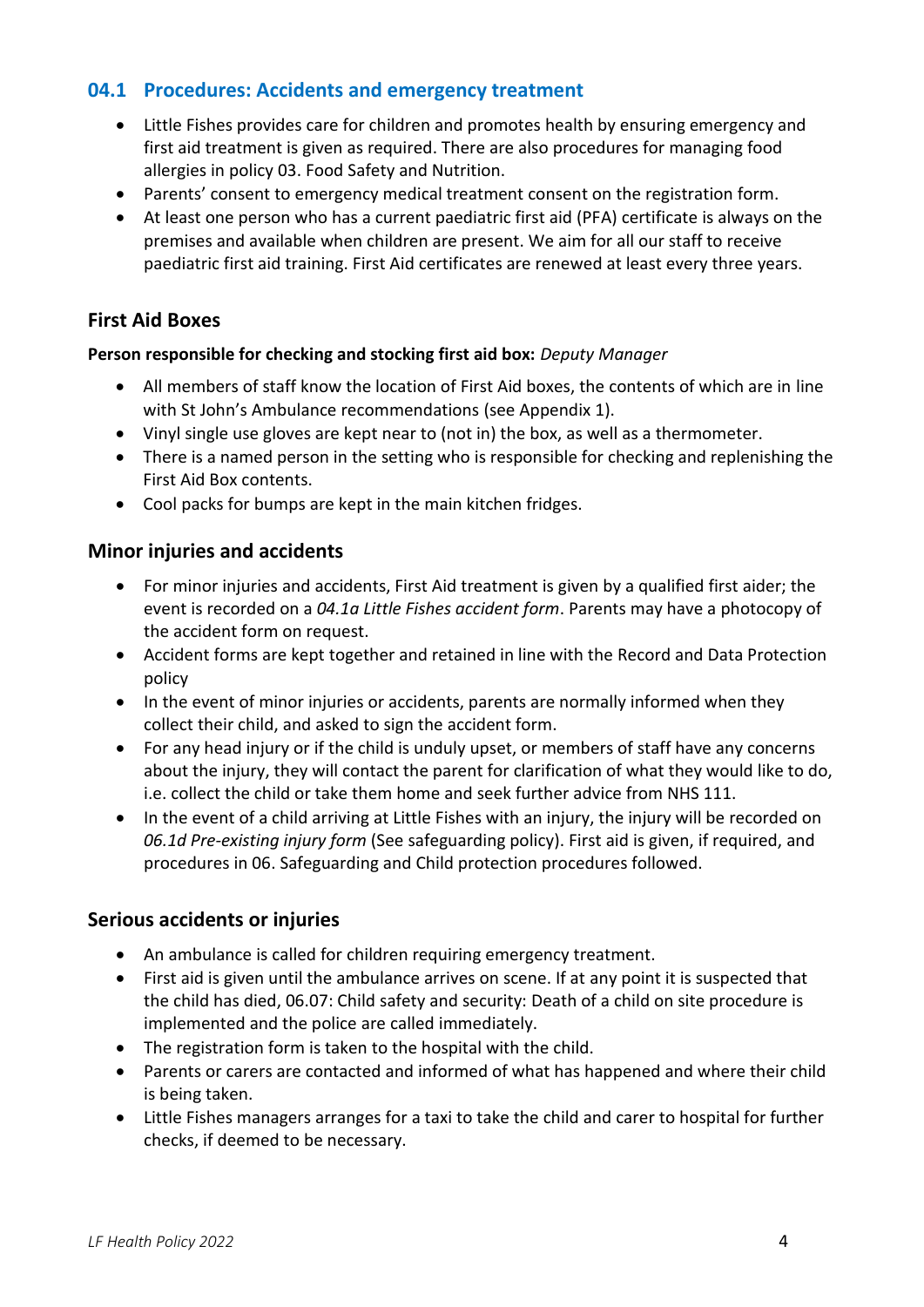## 04.1 Procedures: Accidents and emergency treatment

- Little Fishes provides care for children and promotes health by ensuring emergency and first aid treatment is given as required. There are also procedures for managing food allergies in policy 03. Food Safety and Nutrition.
- Parents' consent to emergency medical treatment consent on the registration form.
- At least one person who has a current paediatric first aid (PFA) certificate is always on the premises and available when children are present. We aim for all our staff to receive paediatric first aid training. First Aid certificates are renewed at least every three years.

### First Aid Boxes

**Person responsible for checking and stocking first aid box:** *Deputy Manager*

- All members of staff know the location of First Aid boxes, the contents of which are in line with St John's Ambulance recommendations (see Appendix 1).
- Vinyl single use gloves are kept near to (not in) the box, as well as a thermometer.
- There is a named person in the setting who is responsible for checking and replenishing the First Aid Box contents.
- Cool packs for bumps are kept in the main kitchen fridges.

### Minor injuries and accidents

- For minor injuries and accidents, First Aid treatment is given by a qualified first aider; the event is recorded on a *04.1a Little Fishes accident form*. Parents may have a photocopy of the accident form on request.
- Accident forms are kept together and retained in line with the Record and Data Protection policy
- In the event of minor injuries or accidents, parents are normally informed when they collect their child, and asked to sign the accident form.
- For any head injury or if the child is unduly upset, or members of staff have any concerns about the injury, they will contact the parent for clarification of what they would like to do, i.e. collect the child or take them home and seek further advice from NHS 111.
- In the event of a child arriving at Little Fishes with an injury, the injury will be recorded on *06.1d Pre-existing injury form* (See safeguarding policy). First aid is given, if required, and procedures in 06. Safeguarding and Child protection procedures followed.

### Serious accidents or injuries

- An ambulance is called for children requiring emergency treatment.
- First aid is given until the ambulance arrives on scene. If at any point it is suspected that the child has died, 06.07: Child safety and security: Death of a child on site procedure is implemented and the police are called immediately.
- The registration form is taken to the hospital with the child.
- Parents or carers are contacted and informed of what has happened and where their child is being taken.
- Little Fishes managers arranges for a taxi to take the child and carer to hospital for further checks, if deemed to be necessary.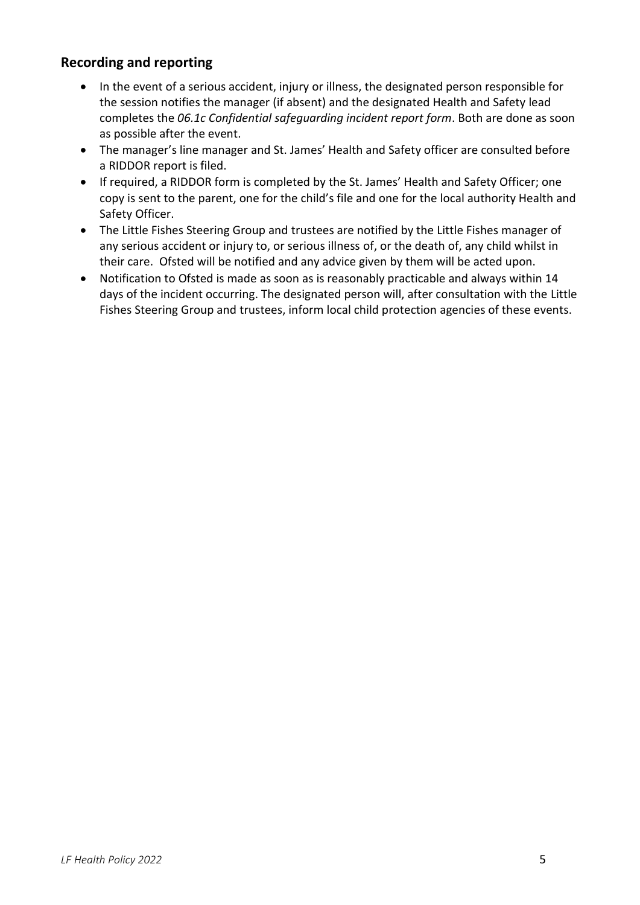## Recording and reporting

- In the event of a serious accident, injury or illness, the designated person responsible for the session notifies the manager (if absent) and the designated Health and Safety lead completes the *06.1c Confidential safeguarding incident report form*. Both are done as soon as possible after the event.
- The manager's line manager and St. James' Health and Safety officer are consulted before a RIDDOR report is filed.
- If required, a RIDDOR form is completed by the St. James' Health and Safety Officer; one copy is sent to the parent, one for the child's file and one for the local authority Health and Safety Officer.
- The Little Fishes Steering Group and trustees are notified by the Little Fishes manager of any serious accident or injury to, or serious illness of, or the death of, any child whilst in their care. Ofsted will be notified and any advice given by them will be acted upon.
- Notification to Ofsted is made as soon as is reasonably practicable and always within 14 days of the incident occurring. The designated person will, after consultation with the Little Fishes Steering Group and trustees, inform local child protection agencies of these events.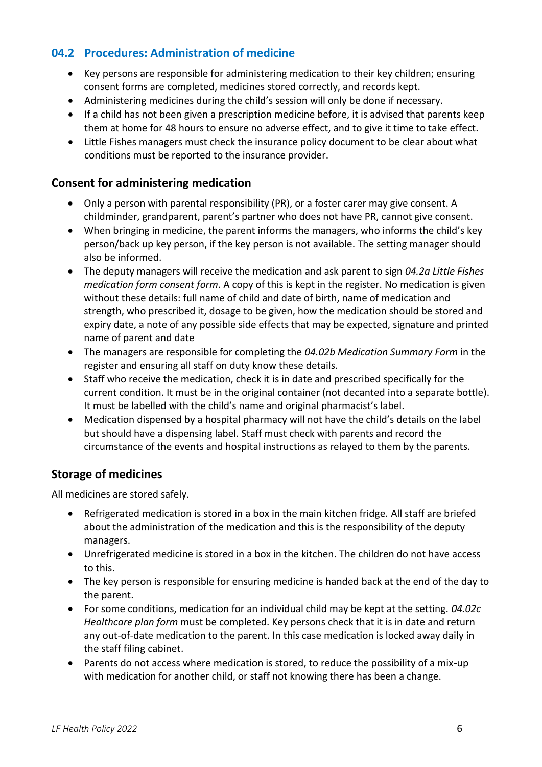## 04.2 Procedures: Administration of medicine

- Key persons are responsible for administering medication to their key children; ensuring consent forms are completed, medicines stored correctly, and records kept.
- Administering medicines during the child's session will only be done if necessary.
- If a child has not been given a prescription medicine before, it is advised that parents keep them at home for 48 hours to ensure no adverse effect, and to give it time to take effect.
- Little Fishes managers must check the insurance policy document to be clear about what conditions must be reported to the insurance provider.

### Consent for administering medication

- Only a person with parental responsibility (PR), or a foster carer may give consent. A childminder, grandparent, parent's partner who does not have PR, cannot give consent.
- When bringing in medicine, the parent informs the managers, who informs the child's key person/back up key person, if the key person is not available. The setting manager should also be informed.
- The deputy managers will receive the medication and ask parent to sign *04.2a Little Fishes medication form consent form*. A copy of this is kept in the register. No medication is given without these details: full name of child and date of birth, name of medication and strength, who prescribed it, dosage to be given, how the medication should be stored and expiry date, a note of any possible side effects that may be expected, signature and printed name of parent and date
- The managers are responsible for completing the *04.02b Medication Summary Form* in the register and ensuring all staff on duty know these details.
- Staff who receive the medication, check it is in date and prescribed specifically for the current condition. It must be in the original container (not decanted into a separate bottle). It must be labelled with the child's name and original pharmacist's label.
- Medication dispensed by a hospital pharmacy will not have the child's details on the label but should have a dispensing label. Staff must check with parents and record the circumstance of the events and hospital instructions as relayed to them by the parents.

### Storage of medicines

All medicines are stored safely.

- Refrigerated medication is stored in a box in the main kitchen fridge. All staff are briefed about the administration of the medication and this is the responsibility of the deputy managers.
- Unrefrigerated medicine is stored in a box in the kitchen. The children do not have access to this.
- The key person is responsible for ensuring medicine is handed back at the end of the day to the parent.
- For some conditions, medication for an individual child may be kept at the setting. *04.02c Healthcare plan form* must be completed. Key persons check that it is in date and return any out-of-date medication to the parent. In this case medication is locked away daily in the staff filing cabinet.
- Parents do not access where medication is stored, to reduce the possibility of a mix-up with medication for another child, or staff not knowing there has been a change.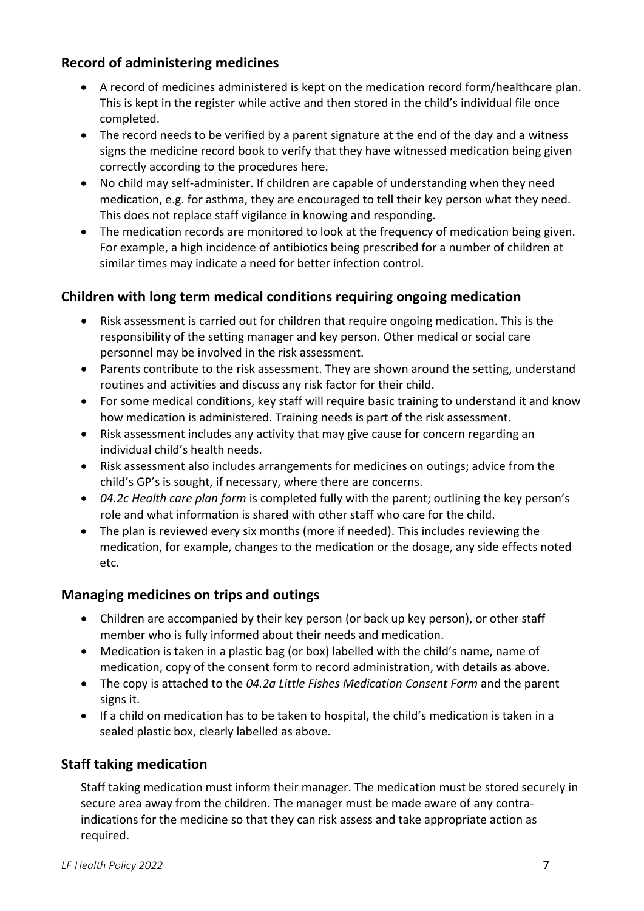## Record of administering medicines

- A record of medicines administered is kept on the medication record form/healthcare plan. This is kept in the register while active and then stored in the child's individual file once completed.
- The record needs to be verified by a parent signature at the end of the day and a witness signs the medicine record book to verify that they have witnessed medication being given correctly according to the procedures here.
- No child may self-administer. If children are capable of understanding when they need medication, e.g. for asthma, they are encouraged to tell their key person what they need. This does not replace staff vigilance in knowing and responding.
- The medication records are monitored to look at the frequency of medication being given. For example, a high incidence of antibiotics being prescribed for a number of children at similar times may indicate a need for better infection control.

## Children with long term medical conditions requiring ongoing medication

- Risk assessment is carried out for children that require ongoing medication. This is the responsibility of the setting manager and key person. Other medical or social care personnel may be involved in the risk assessment.
- Parents contribute to the risk assessment. They are shown around the setting, understand routines and activities and discuss any risk factor for their child.
- For some medical conditions, key staff will require basic training to understand it and know how medication is administered. Training needs is part of the risk assessment.
- Risk assessment includes any activity that may give cause for concern regarding an individual child's health needs.
- Risk assessment also includes arrangements for medicines on outings; advice from the child's GP's is sought, if necessary, where there are concerns.
- *04.2c Health care plan form* is completed fully with the parent; outlining the key person's role and what information is shared with other staff who care for the child.
- The plan is reviewed every six months (more if needed). This includes reviewing the medication, for example, changes to the medication or the dosage, any side effects noted etc.

## Managing medicines on trips and outings

- Children are accompanied by their key person (or back up key person), or other staff member who is fully informed about their needs and medication.
- Medication is taken in a plastic bag (or box) labelled with the child's name, name of medication, copy of the consent form to record administration, with details as above.
- The copy is attached to the *04.2a Little Fishes Medication Consent Form* and the parent signs it.
- If a child on medication has to be taken to hospital, the child's medication is taken in a sealed plastic box, clearly labelled as above.

## Staff taking medication

Staff taking medication must inform their manager. The medication must be stored securely in secure area away from the children. The manager must be made aware of any contra-indications for the medicine so that they can risk assess and take appropriate action as required.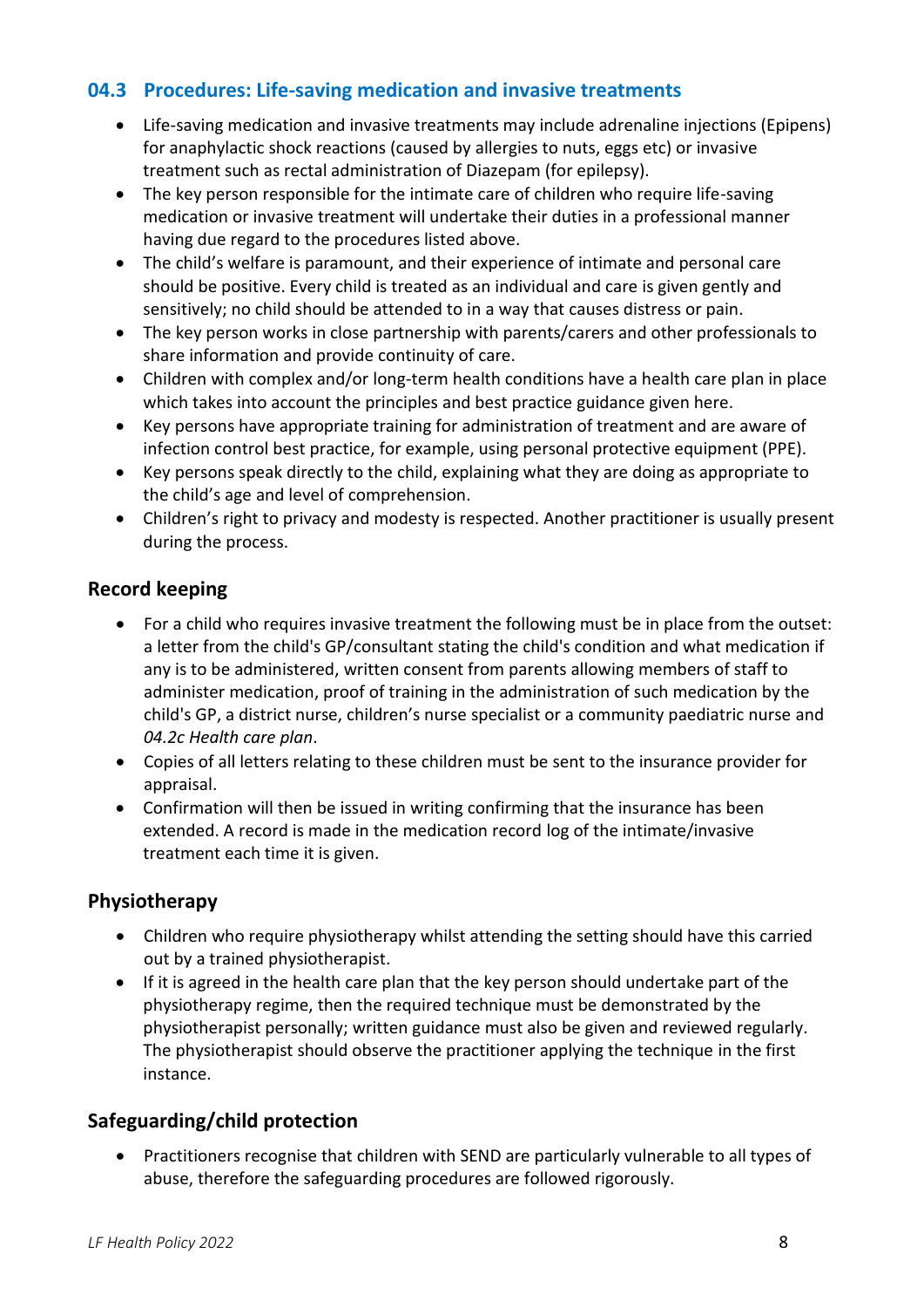## 04.3 Procedures: Life-saving medication and invasive treatments

- Life-saving medication and invasive treatments may include adrenaline injections (Epipens) for anaphylactic shock reactions (caused by allergies to nuts, eggs etc) or invasive treatment such as rectal administration of Diazepam (for epilepsy).
- The key person responsible for the intimate care of children who require life-saving medication or invasive treatment will undertake their duties in a professional manner having due regard to the procedures listed above.
- The child's welfare is paramount, and their experience of intimate and personal care should be positive. Every child is treated as an individual and care is given gently and sensitively; no child should be attended to in a way that causes distress or pain.
- The key person works in close partnership with parents/carers and other professionals to share information and provide continuity of care.
- Children with complex and/or long-term health conditions have a health care plan in place which takes into account the principles and best practice guidance given here.
- Key persons have appropriate training for administration of treatment and are aware of infection control best practice, for example, using personal protective equipment (PPE).
- Key persons speak directly to the child, explaining what they are doing as appropriate to the child's age and level of comprehension.
- Children's right to privacy and modesty is respected. Another practitioner is usually present during the process.

### Record keeping

- For a child who requires invasive treatment the following must be in place from the outset: a letter from the child's GP/consultant stating the child's condition and what medication if any is to be administered, written consent from parents allowing members of staff to administer medication, proof of training in the administration of such medication by the child's GP, a district nurse, children's nurse specialist or a community paediatric nurse and *04.2c Health care plan*.
- Copies of all letters relating to these children must be sent to the insurance provider for appraisal.
- Confirmation will then be issued in writing confirming that the insurance has been extended. A record is made in the medication record log of the intimate/invasive treatment each time it is given.

### Physiotherapy

- Children who require physiotherapy whilst attending the setting should have this carried out by a trained physiotherapist.
- If it is agreed in the health care plan that the key person should undertake part of the physiotherapy regime, then the required technique must be demonstrated by the physiotherapist personally; written guidance must also be given and reviewed regularly. The physiotherapist should observe the practitioner applying the technique in the first instance.

### Safeguarding/child protection

- Practitioners recognise that children with SEND are particularly vulnerable to all types of abuse, therefore the safeguarding procedures are followed rigorously.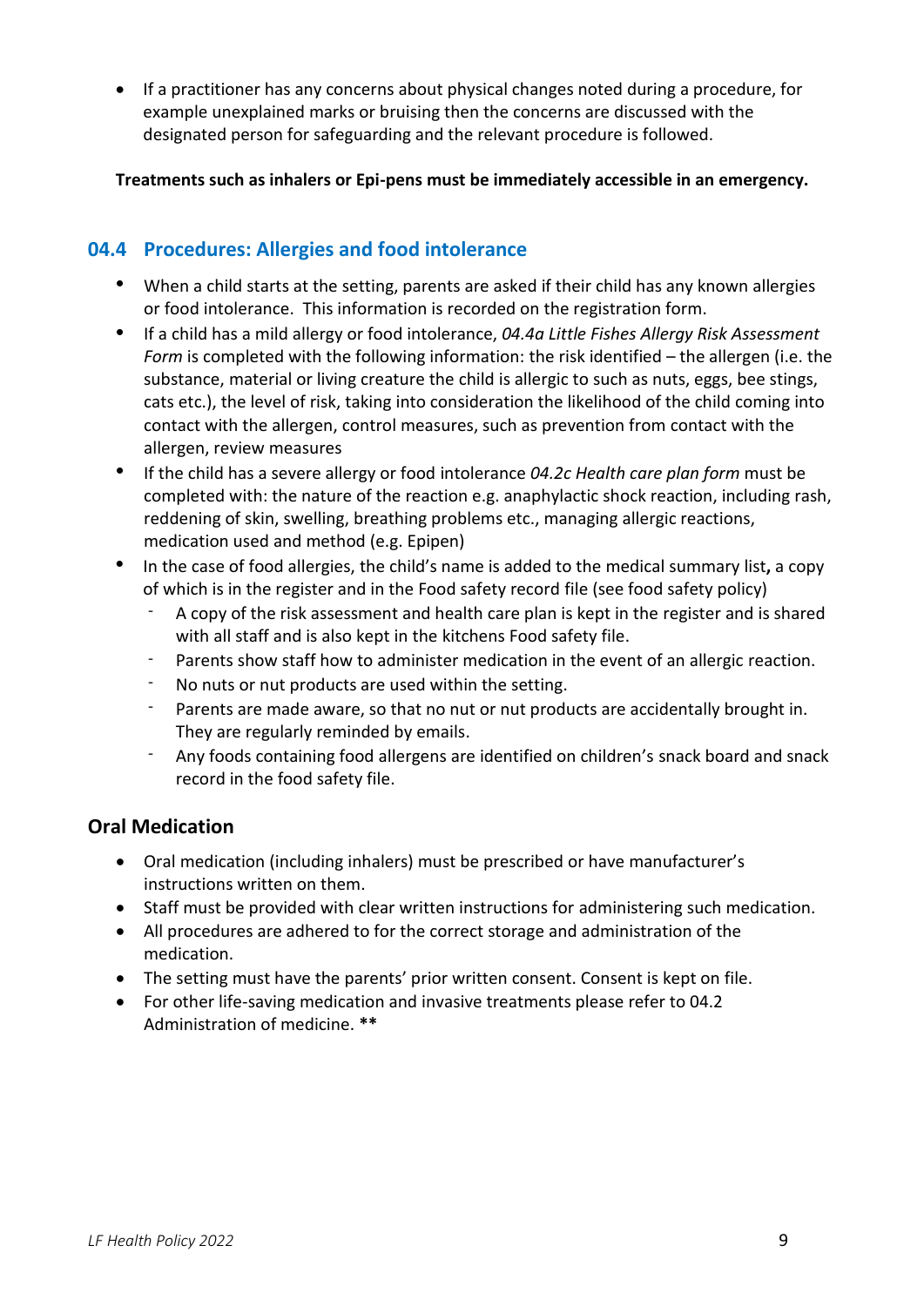- If a practitioner has any concerns about physical changes noted during a procedure, for example unexplained marks or bruising then the concerns are discussed with the designated person for safeguarding and the relevant procedure is followed.

**Treatments such as inhalers or Epi-pens must be immediately accessible in an emergency.**

## 04.4 Procedures: Allergies and food intolerance

- When a child starts at the setting, parents are asked if their child has any known allergies or food intolerance. This information is recorded on the registration form.
- If a child has a mild allergy or food intolerance, *04.4a Little Fishes Allergy Risk Assessment Form* is completed with the following information: the risk identified – the allergen (i.e. the substance, material or living creature the child is allergic to such as nuts, eggs, bee stings, cats etc.), the level of risk, taking into consideration the likelihood of the child coming into contact with the allergen, control measures, such as prevention from contact with the allergen, review measures
- If the child has a severe allergy or food intolerance *04.2c Health care plan form* must be completed with: the nature of the reaction e.g. anaphylactic shock reaction, including rash, reddening of skin, swelling, breathing problems etc., managing allergic reactions, medication used and method (e.g. Epipen)
- In the case of food allergies, the child's name is added to the medical summary list**,** a copy of which is in the register and in the Food safety record file (see food safety policy)
  - A copy of the risk assessment and health care plan is kept in the register and is shared with all staff and is also kept in the kitchens Food safety file.
  - Parents show staff how to administer medication in the event of an allergic reaction.
  - No nuts or nut products are used within the setting.
  - Parents are made aware, so that no nut or nut products are accidentally brought in. They are regularly reminded by emails.
  - Any foods containing food allergens are identified on children's snack board and snack record in the food safety file.

### Oral Medication

- Oral medication (including inhalers) must be prescribed or have manufacturer's instructions written on them.
- Staff must be provided with clear written instructions for administering such medication.
- All procedures are adhered to for the correct storage and administration of the medication.
- The setting must have the parents' prior written consent. Consent is kept on file.
- For other life-saving medication and invasive treatments please refer to 04.2 Administration of medicine. **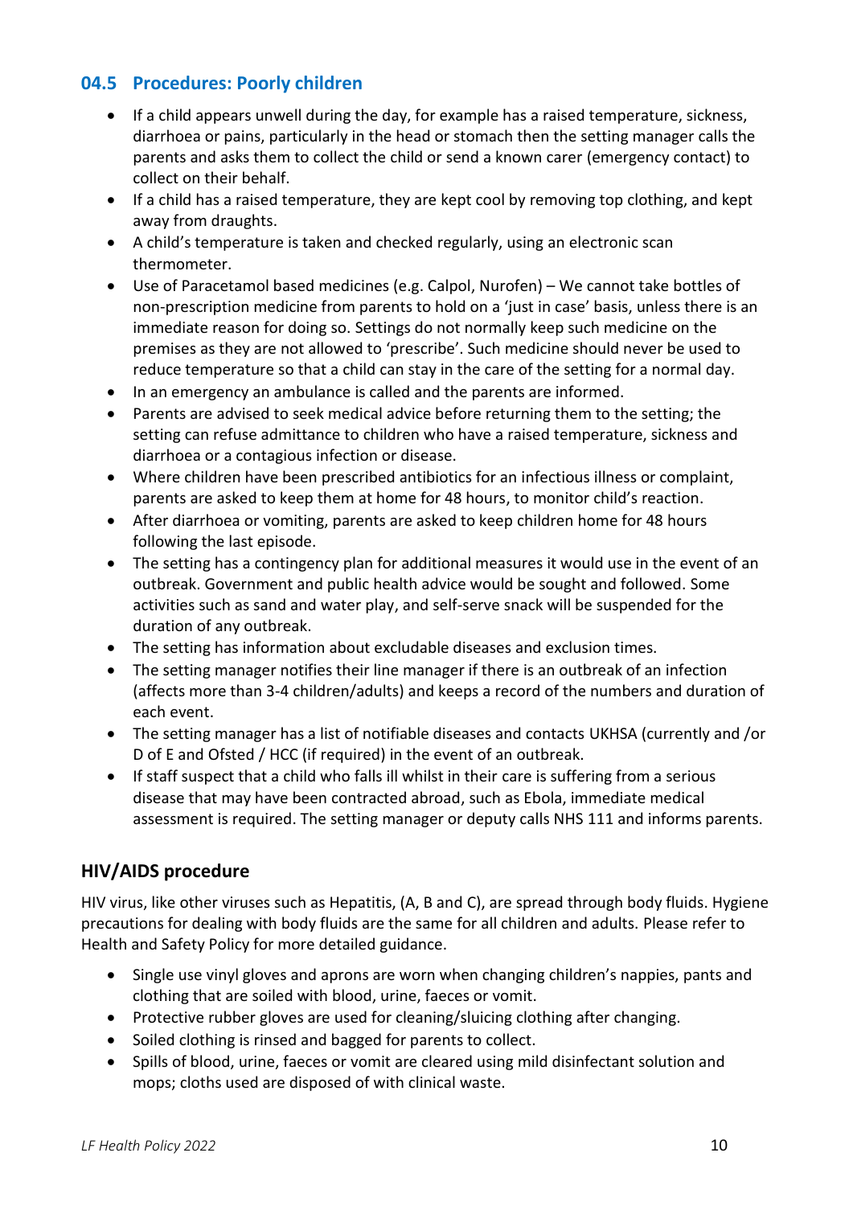## 04.5 Procedures: Poorly children

- If a child appears unwell during the day, for example has a raised temperature, sickness, diarrhoea or pains, particularly in the head or stomach then the setting manager calls the parents and asks them to collect the child or send a known carer (emergency contact) to collect on their behalf.
- If a child has a raised temperature, they are kept cool by removing top clothing, and kept away from draughts.
- A child's temperature is taken and checked regularly, using an electronic scan thermometer.
- Use of Paracetamol based medicines (e.g. Calpol, Nurofen) – We cannot take bottles of non-prescription medicine from parents to hold on a 'just in case' basis, unless there is an immediate reason for doing so. Settings do not normally keep such medicine on the premises as they are not allowed to 'prescribe'. Such medicine should never be used to reduce temperature so that a child can stay in the care of the setting for a normal day.
- In an emergency an ambulance is called and the parents are informed.
- Parents are advised to seek medical advice before returning them to the setting; the setting can refuse admittance to children who have a raised temperature, sickness and diarrhoea or a contagious infection or disease.
- Where children have been prescribed antibiotics for an infectious illness or complaint, parents are asked to keep them at home for 48 hours, to monitor child's reaction.
- After diarrhoea or vomiting, parents are asked to keep children home for 48 hours following the last episode.
- The setting has a contingency plan for additional measures it would use in the event of an outbreak. Government and public health advice would be sought and followed. Some activities such as sand and water play, and self-serve snack will be suspended for the duration of any outbreak.
- The setting has information about excludable diseases and exclusion times.
- The setting manager notifies their line manager if there is an outbreak of an infection (affects more than 3-4 children/adults) and keeps a record of the numbers and duration of each event.
- The setting manager has a list of notifiable diseases and contacts UKHSA (currently and /or D of E and Ofsted / HCC (if required) in the event of an outbreak.
- If staff suspect that a child who falls ill whilst in their care is suffering from a serious disease that may have been contracted abroad, such as Ebola, immediate medical assessment is required. The setting manager or deputy calls NHS 111 and informs parents.

## HIV/AIDS procedure

HIV virus, like other viruses such as Hepatitis, (A, B and C), are spread through body fluids. Hygiene precautions for dealing with body fluids are the same for all children and adults. Please refer to Health and Safety Policy for more detailed guidance.

- Single use vinyl gloves and aprons are worn when changing children's nappies, pants and clothing that are soiled with blood, urine, faeces or vomit.
- Protective rubber gloves are used for cleaning/sluicing clothing after changing.
- Soiled clothing is rinsed and bagged for parents to collect.
- Spills of blood, urine, faeces or vomit are cleared using mild disinfectant solution and mops; cloths used are disposed of with clinical waste.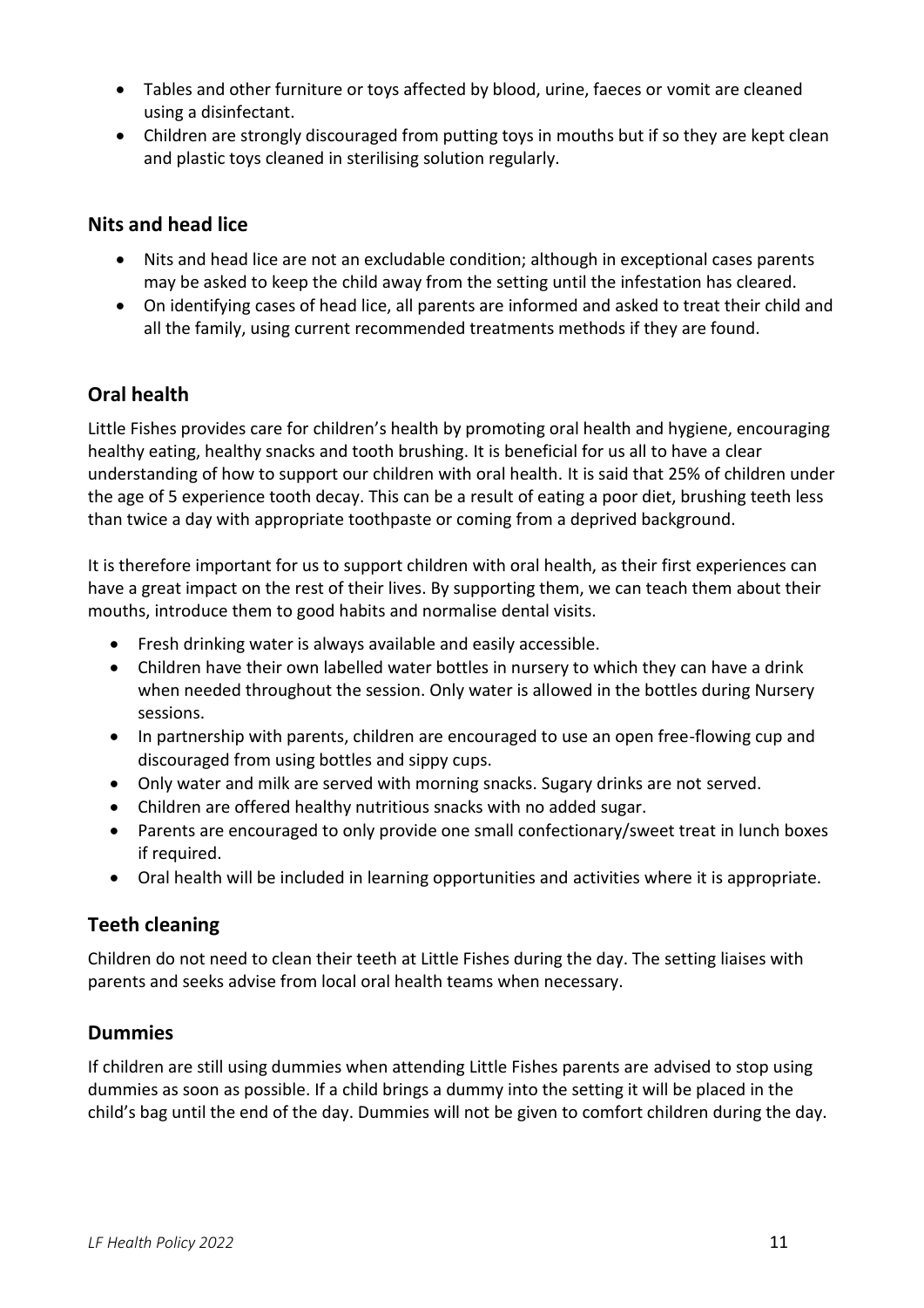- Tables and other furniture or toys affected by blood, urine, faeces or vomit are cleaned using a disinfectant.
- Children are strongly discouraged from putting toys in mouths but if so they are kept clean and plastic toys cleaned in sterilising solution regularly.

## Nits and head lice

- Nits and head lice are not an excludable condition; although in exceptional cases parents may be asked to keep the child away from the setting until the infestation has cleared.
- On identifying cases of head lice, all parents are informed and asked to treat their child and all the family, using current recommended treatments methods if they are found.

## Oral health

Little Fishes provides care for children's health by promoting oral health and hygiene, encouraging healthy eating, healthy snacks and tooth brushing. It is beneficial for us all to have a clear understanding of how to support our children with oral health. It is said that 25% of children under the age of 5 experience tooth decay. This can be a result of eating a poor diet, brushing teeth less than twice a day with appropriate toothpaste or coming from a deprived background.

It is therefore important for us to support children with oral health, as their first experiences can have a great impact on the rest of their lives. By supporting them, we can teach them about their mouths, introduce them to good habits and normalise dental visits.

- Fresh drinking water is always available and easily accessible.
- Children have their own labelled water bottles in nursery to which they can have a drink when needed throughout the session. Only water is allowed in the bottles during Nursery sessions.
- In partnership with parents, children are encouraged to use an open free-flowing cup and discouraged from using bottles and sippy cups.
- Only water and milk are served with morning snacks. Sugary drinks are not served.
- Children are offered healthy nutritious snacks with no added sugar.
- Parents are encouraged to only provide one small confectionary/sweet treat in lunch boxes if required.
- Oral health will be included in learning opportunities and activities where it is appropriate.

## Teeth cleaning

Children do not need to clean their teeth at Little Fishes during the day. The setting liaises with parents and seeks advise from local oral health teams when necessary.

## Dummies

If children are still using dummies when attending Little Fishes parents are advised to stop using dummies as soon as possible. If a child brings a dummy into the setting it will be placed in the child's bag until the end of the day. Dummies will not be given to comfort children during the day.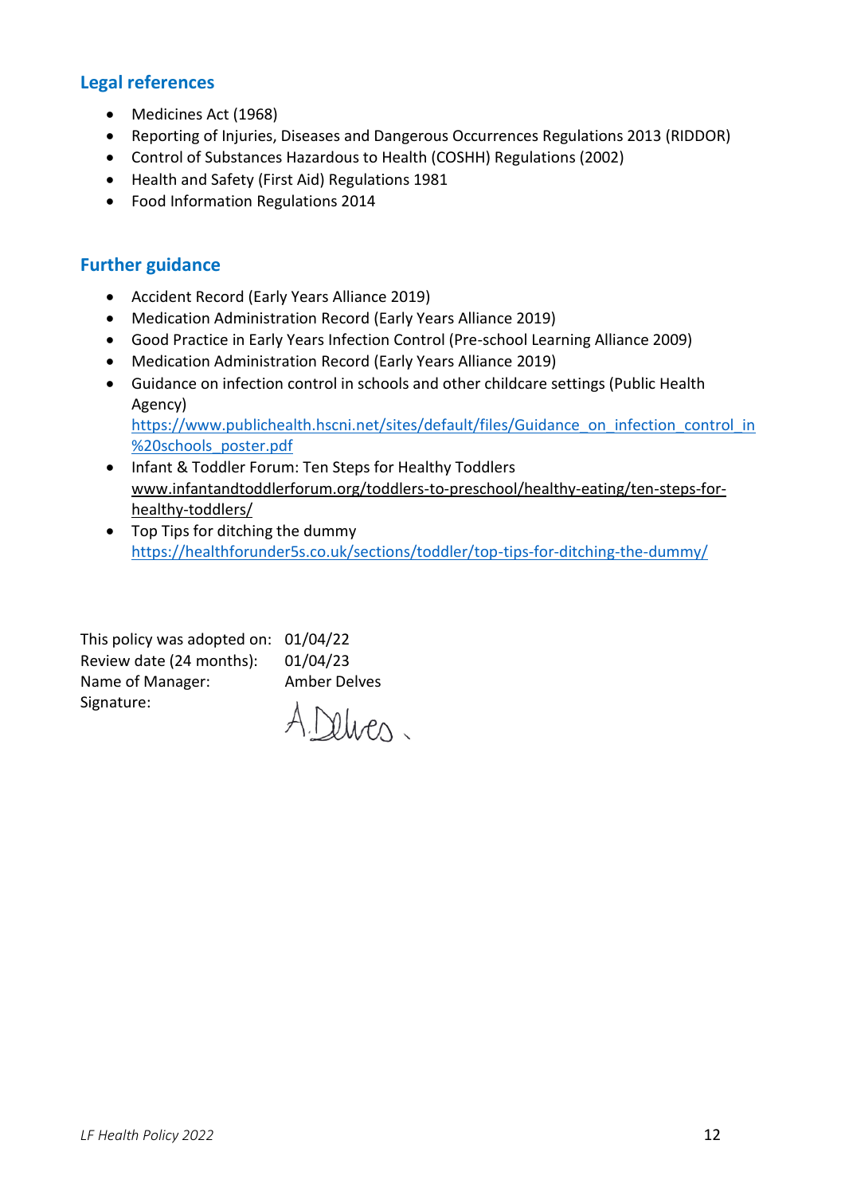## Legal references

- Medicines Act (1968)
- Reporting of Injuries, Diseases and Dangerous Occurrences Regulations 2013 (RIDDOR)
- Control of Substances Hazardous to Health (COSHH) Regulations (2002)
- Health and Safety (First Aid) Regulations 1981
- Food Information Regulations 2014

## Further guidance

- Accident Record (Early Years Alliance 2019)
- Medication Administration Record (Early Years Alliance 2019)
- Good Practice in Early Years Infection Control (Pre-school Learning Alliance 2009)
- Medication Administration Record (Early Years Alliance 2019)
- Guidance on infection control in schools and other childcare settings (Public Health Agency) https://www.publichealth.hscni.net/sites/default/files/Guidance_on_infection_control_in%20schools_poster.pdf
- Infant & Toddler Forum: Ten Steps for Healthy Toddlers www.infantandtoddlerforum.org/toddlers-to-preschool/healthy-eating/ten-steps-for-healthy-toddlers/
- Top Tips for ditching the dummy https://healthforunder5s.co.uk/sections/toddler/top-tips-for-ditching-the-dummy/

This policy was adopted on: 01/04/22
Review date (24 months): 01/04/23
Name of Manager: Amber Delves
Signature: A.Delves.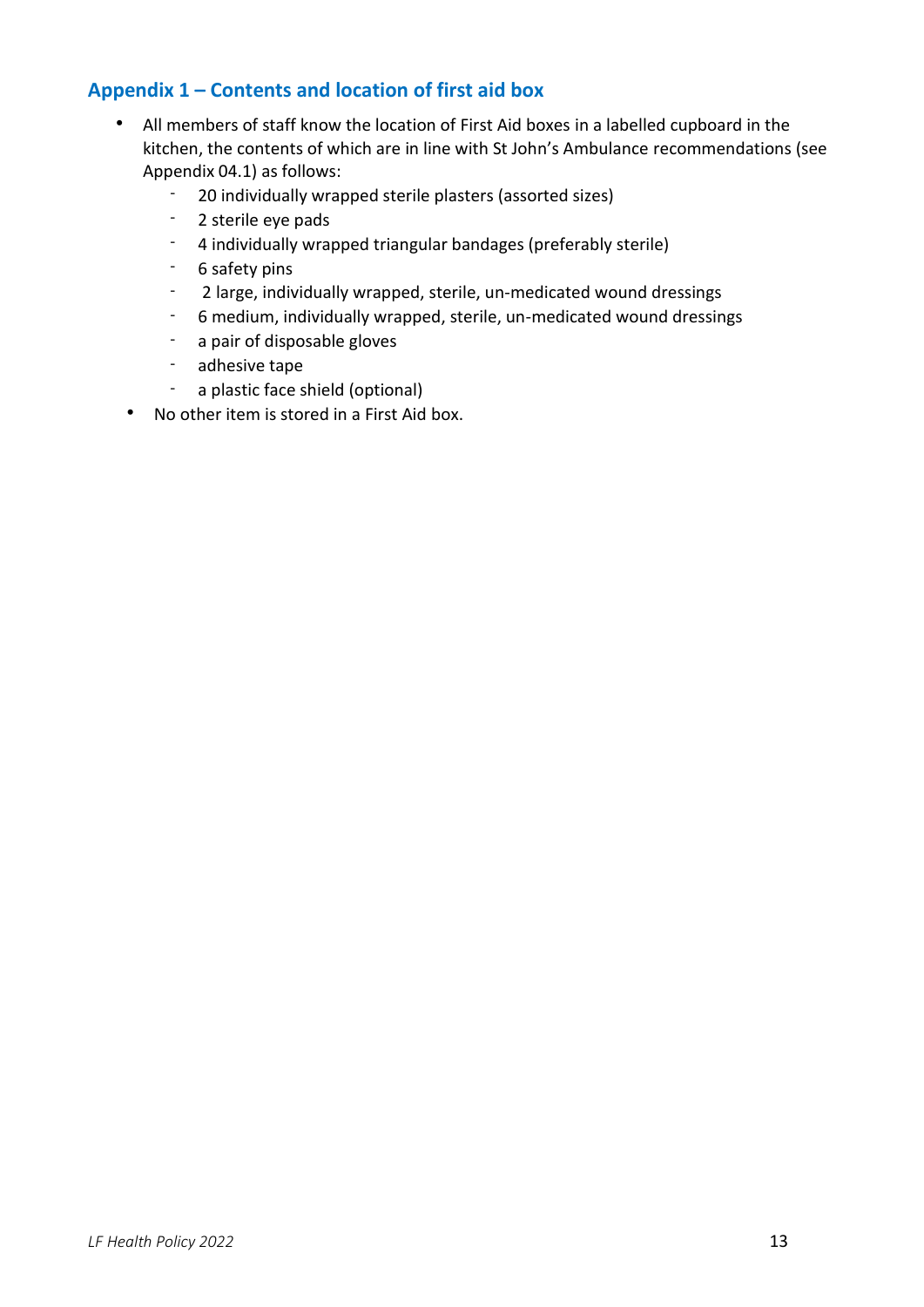## Appendix 1 – Contents and location of first aid box

- All members of staff know the location of First Aid boxes in a labelled cupboard in the kitchen, the contents of which are in line with St John's Ambulance recommendations (see Appendix 04.1) as follows:
  - 20 individually wrapped sterile plasters (assorted sizes)
  - 2 sterile eye pads
  - 4 individually wrapped triangular bandages (preferably sterile)
  - 6 safety pins
  - 2 large, individually wrapped, sterile, un-medicated wound dressings
  - 6 medium, individually wrapped, sterile, un-medicated wound dressings
  - a pair of disposable gloves
  - adhesive tape
  - a plastic face shield (optional)
- No other item is stored in a First Aid box.